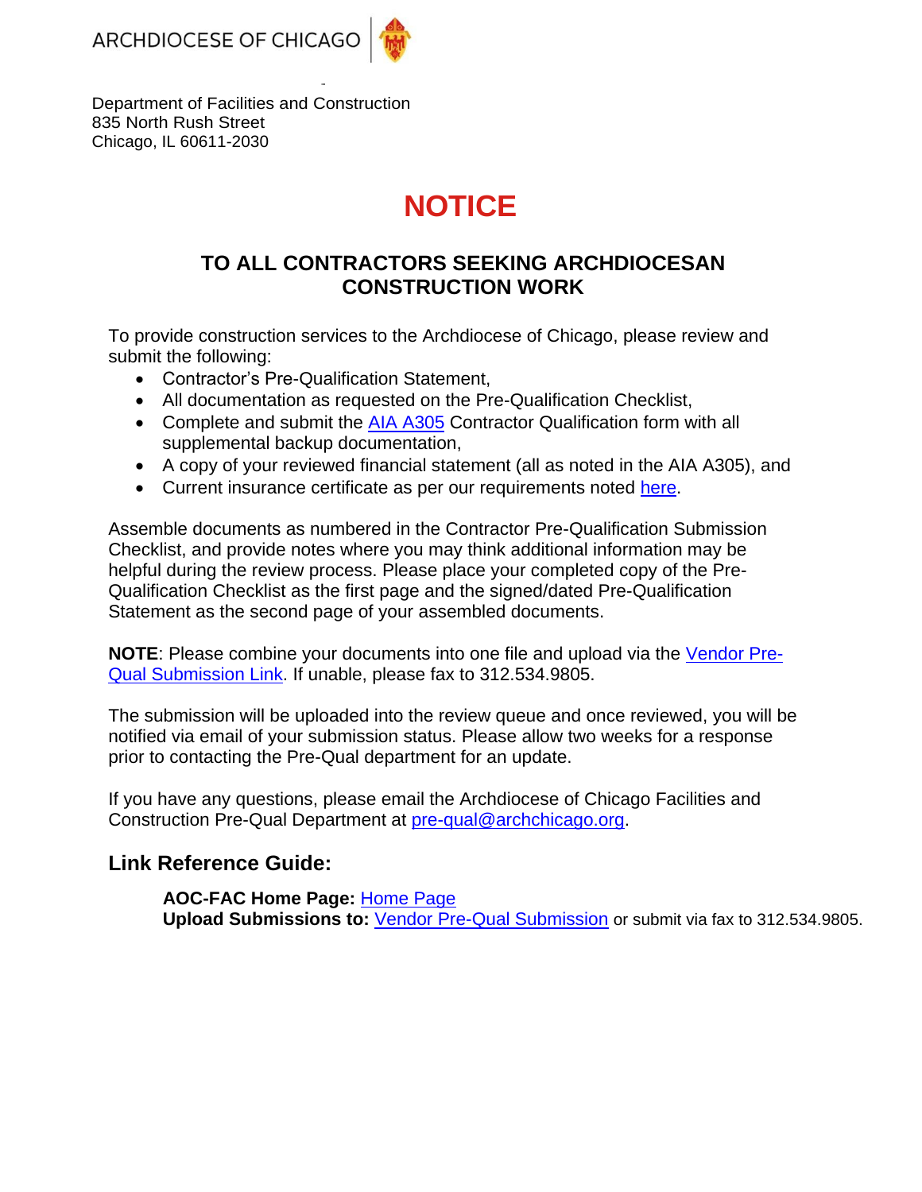ARCHDIOCESE OF CHICAGO

Department of Facilities and Construction
835 North Rush Street
Chicago, IL 60611-2030

# NOTICE

## TO ALL CONTRACTORS SEEKING ARCHDIOCESAN CONSTRUCTION WORK

To provide construction services to the Archdiocese of Chicago, please review and submit the following:

- Contractor's Pre-Qualification Statement,
- All documentation as requested on the Pre-Qualification Checklist,
- Complete and submit the AIA A305 Contractor Qualification form with all supplemental backup documentation,
- A copy of your reviewed financial statement (all as noted in the AIA A305), and
- Current insurance certificate as per our requirements noted here.

Assemble documents as numbered in the Contractor Pre-Qualification Submission Checklist, and provide notes where you may think additional information may be helpful during the review process. Please place your completed copy of the Pre-Qualification Checklist as the first page and the signed/dated Pre-Qualification Statement as the second page of your assembled documents.

**NOTE**: Please combine your documents into one file and upload via the Vendor Pre-Qual Submission Link. If unable, please fax to 312.534.9805.

The submission will be uploaded into the review queue and once reviewed, you will be notified via email of your submission status. Please allow two weeks for a response prior to contacting the Pre-Qual department for an update.

If you have any questions, please email the Archdiocese of Chicago Facilities and Construction Pre-Qual Department at pre-qual@archchicago.org.

## Link Reference Guide:

**AOC-FAC Home Page:** Home Page
**Upload Submissions to:** Vendor Pre-Qual Submission or submit via fax to 312.534.9805.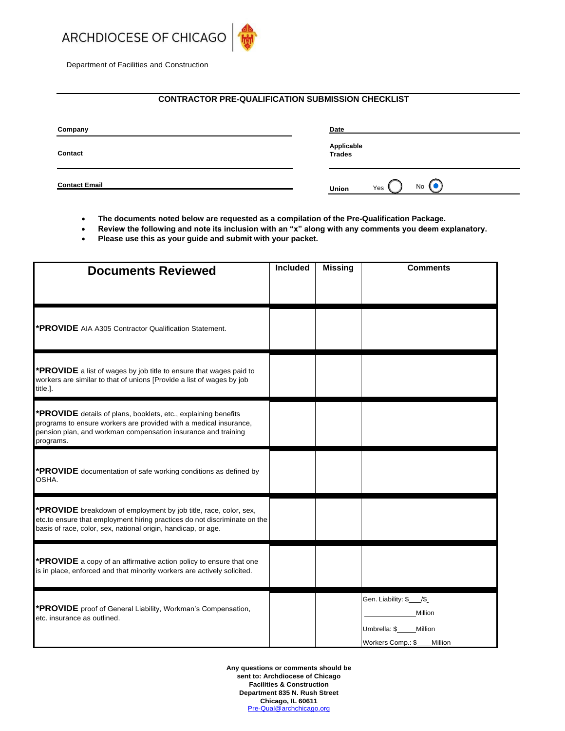ARCHDIOCESE OF CHICAGO

Department of Facilities and Construction

## CONTRACTOR PRE-QUALIFICATION SUBMISSION CHECKLIST

| **Company** | | **Date** | |
|---|---|---|---|
| **Contact** | | **Applicable Trades** | |
| **Contact Email** | | **Union** | Yes ○ No ◉ |

- **The documents noted below are requested as a compilation of the Pre-Qualification Package.**
- **Review the following and note its inclusion with an "x" along with any comments you deem explanatory.**
- **Please use this as your guide and submit with your packet.**

| Documents Reviewed | Included | Missing | Comments |
|---|---|---|---|
| **\*PROVIDE** AIA A305 Contractor Qualification Statement. | | | |
| **\*PROVIDE** a list of wages by job title to ensure that wages paid to workers are similar to that of unions [Provide a list of wages by job title.]. | | | |
| **\*PROVIDE** details of plans, booklets, etc., explaining benefits programs to ensure workers are provided with a medical insurance, pension plan, and workman compensation insurance and training programs. | | | |
| **\*PROVIDE** documentation of safe working conditions as defined by OSHA. | | | |
| **\*PROVIDE** breakdown of employment by job title, race, color, sex, etc.to ensure that employment hiring practices do not discriminate on the basis of race, color, sex, national origin, handicap, or age. | | | |
| **\*PROVIDE** a copy of an affirmative action policy to ensure that one is in place, enforced and that minority workers are actively solicited. | | | |
| **\*PROVIDE** proof of General Liability, Workman's Compensation, etc. insurance as outlined. | | | Gen. Liability: $\_\_\_/$\_ \_\_\_\_\_\_\_\_\_\_\_\_\_\_Million<br>Umbrella: $\_\_\_\_\_Million<br>Workers Comp.: $\_\_\_\_Million |

**Any questions or comments should be sent to: Archdiocese of Chicago Facilities & Construction Department 835 N. Rush Street Chicago, IL 60611**
Pre-Qual@archchicago.org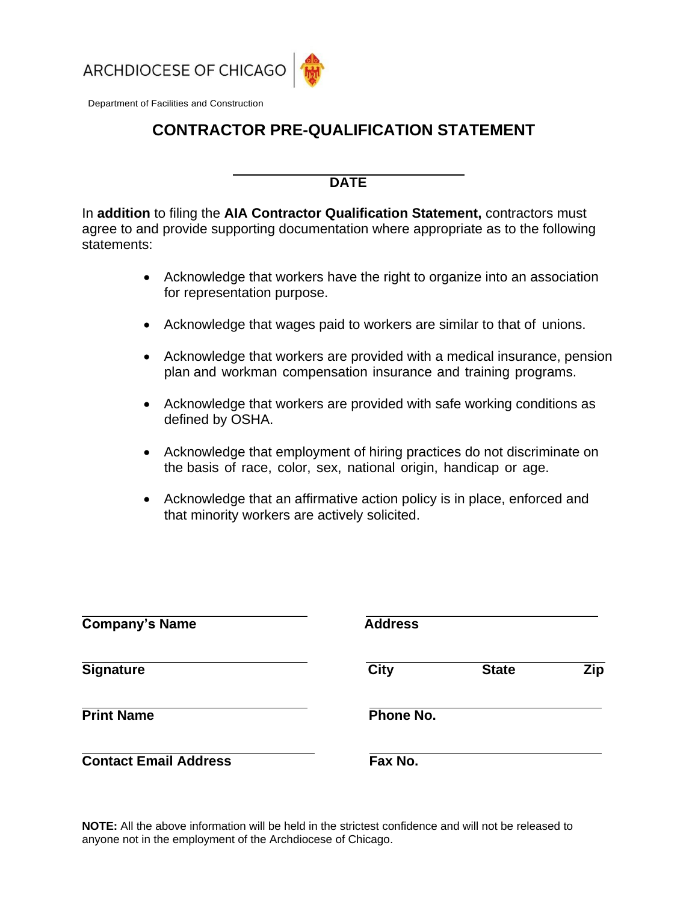ARCHDIOCESE OF CHICAGO

Department of Facilities and Construction

# CONTRACTOR PRE-QUALIFICATION STATEMENT

______________________________
**DATE**

In **addition** to filing the **AIA Contractor Qualification Statement,** contractors must agree to and provide supporting documentation where appropriate as to the following statements:

- Acknowledge that workers have the right to organize into an association for representation purpose.
- Acknowledge that wages paid to workers are similar to that of unions.
- Acknowledge that workers are provided with a medical insurance, pension plan and workman compensation insurance and training programs.
- Acknowledge that workers are provided with safe working conditions as defined by OSHA.
- Acknowledge that employment of hiring practices do not discriminate on the basis of race, color, sex, national origin, handicap or age.
- Acknowledge that an affirmative action policy is in place, enforced and that minority workers are actively solicited.

______________________________
**Company's Name**

______________________________
**Address**

______________________________
**Signature**

______________________________
**City** **State** **Zip**

______________________________
**Print Name**

______________________________
**Phone No.**

______________________________
**Contact Email Address**

______________________________
**Fax No.**

**NOTE:** All the above information will be held in the strictest confidence and will not be released to anyone not in the employment of the Archdiocese of Chicago.